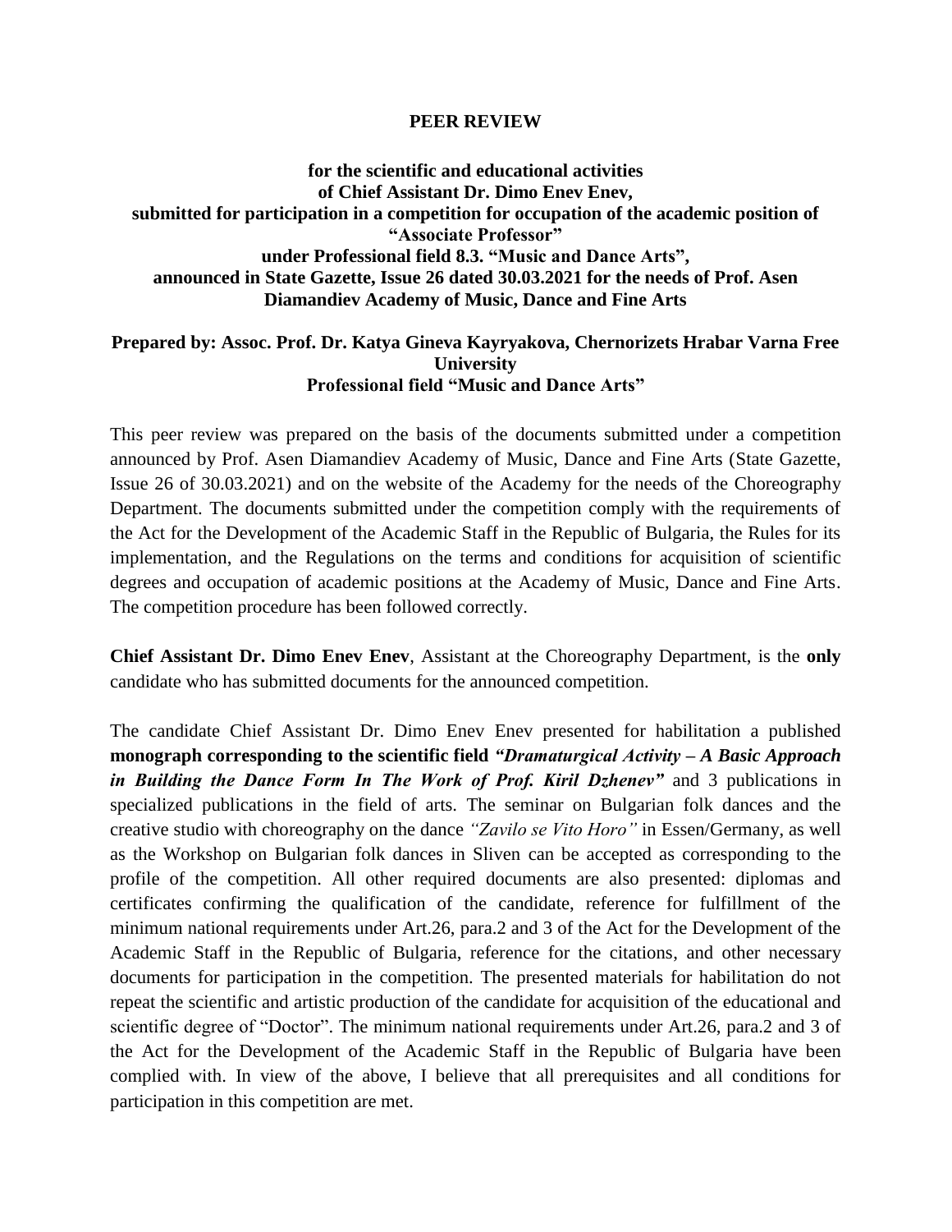# PEER REVIEW

**for the scientific and educational activities of Chief Assistant Dr. Dimo Enev Enev, submitted for participation in a competition for occupation of the academic position of "Associate Professor" under Professional field 8.3. "Music and Dance Arts", announced in State Gazette, Issue 26 dated 30.03.2021 for the needs of Prof. Asen Diamandiev Academy of Music, Dance and Fine Arts**

**Prepared by: Assoc. Prof. Dr. Katya Gineva Kayryakova, Chernorizets Hrabar Varna Free University**
**Professional field "Music and Dance Arts"**

This peer review was prepared on the basis of the documents submitted under a competition announced by Prof. Asen Diamandiev Academy of Music, Dance and Fine Arts (State Gazette, Issue 26 of 30.03.2021) and on the website of the Academy for the needs of the Choreography Department. The documents submitted under the competition comply with the requirements of the Act for the Development of the Academic Staff in the Republic of Bulgaria, the Rules for its implementation, and the Regulations on the terms and conditions for acquisition of scientific degrees and occupation of academic positions at the Academy of Music, Dance and Fine Arts. The competition procedure has been followed correctly.

**Chief Assistant Dr. Dimo Enev Enev**, Assistant at the Choreography Department, is the **only** candidate who has submitted documents for the announced competition.

The candidate Chief Assistant Dr. Dimo Enev Enev presented for habilitation a published **monograph corresponding to the scientific field *"Dramaturgical Activity – A Basic Approach in Building the Dance Form In The Work of Prof. Kiril Dzhenev"*** and 3 publications in specialized publications in the field of arts. The seminar on Bulgarian folk dances and the creative studio with choreography on the dance *"Zavilo se Vito Horo"* in Essen/Germany, as well as the Workshop on Bulgarian folk dances in Sliven can be accepted as corresponding to the profile of the competition. All other required documents are also presented: diplomas and certificates confirming the qualification of the candidate, reference for fulfillment of the minimum national requirements under Art.26, para.2 and 3 of the Act for the Development of the Academic Staff in the Republic of Bulgaria, reference for the citations, and other necessary documents for participation in the competition. The presented materials for habilitation do not repeat the scientific and artistic production of the candidate for acquisition of the educational and scientific degree of "Doctor". The minimum national requirements under Art.26, para.2 and 3 of the Act for the Development of the Academic Staff in the Republic of Bulgaria have been complied with. In view of the above, I believe that all prerequisites and all conditions for participation in this competition are met.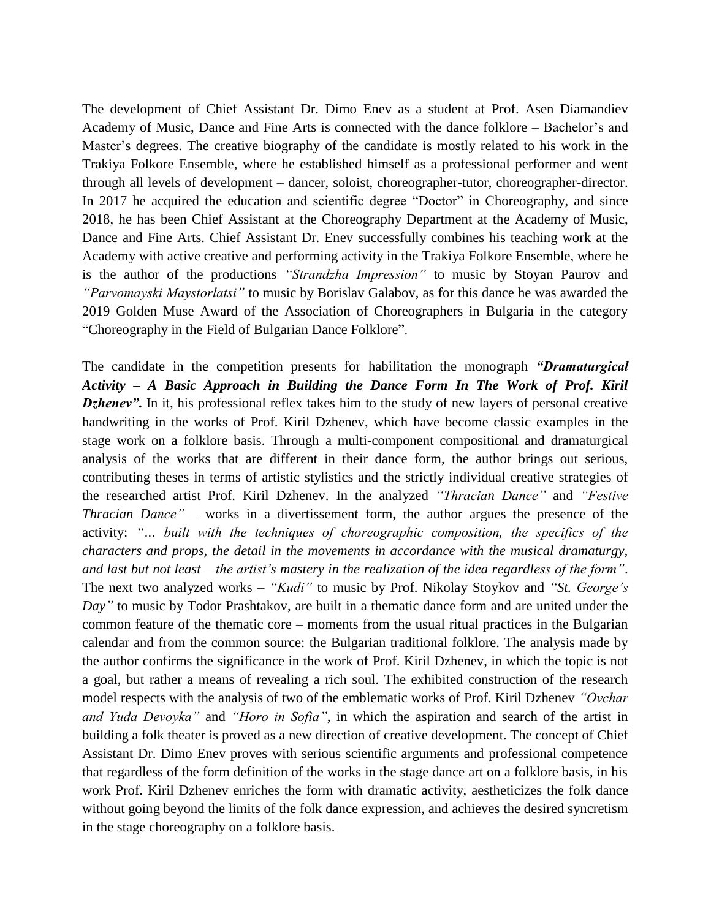The development of Chief Assistant Dr. Dimo Enev as a student at Prof. Asen Diamandiev Academy of Music, Dance and Fine Arts is connected with the dance folklore – Bachelor's and Master's degrees. The creative biography of the candidate is mostly related to his work in the Trakiya Folkore Ensemble, where he established himself as a professional performer and went through all levels of development – dancer, soloist, choreographer-tutor, choreographer-director. In 2017 he acquired the education and scientific degree "Doctor" in Choreography, and since 2018, he has been Chief Assistant at the Choreography Department at the Academy of Music, Dance and Fine Arts. Chief Assistant Dr. Enev successfully combines his teaching work at the Academy with active creative and performing activity in the Trakiya Folkore Ensemble, where he is the author of the productions *"Strandzha Impression"* to music by Stoyan Paurov and *"Parvomayski Maystorlatsi"* to music by Borislav Galabov, as for this dance he was awarded the 2019 Golden Muse Award of the Association of Choreographers in Bulgaria in the category "Choreography in the Field of Bulgarian Dance Folklore".

The candidate in the competition presents for habilitation the monograph ***"Dramaturgical Activity – A Basic Approach in Building the Dance Form In The Work of Prof. Kiril Dzhenev".*** In it, his professional reflex takes him to the study of new layers of personal creative handwriting in the works of Prof. Kiril Dzhenev, which have become classic examples in the stage work on a folklore basis. Through a multi-component compositional and dramaturgical analysis of the works that are different in their dance form, the author brings out serious, contributing theses in terms of artistic stylistics and the strictly individual creative strategies of the researched artist Prof. Kiril Dzhenev. In the analyzed *"Thracian Dance"* and *"Festive Thracian Dance"* – works in a divertissement form, the author argues the presence of the activity: *"… built with the techniques of choreographic composition, the specifics of the characters and props, the detail in the movements in accordance with the musical dramaturgy, and last but not least – the artist's mastery in the realization of the idea regardless of the form"*. The next two analyzed works – *"Kudi"* to music by Prof. Nikolay Stoykov and *"St. George's Day"* to music by Todor Prashtakov, are built in a thematic dance form and are united under the common feature of the thematic core – moments from the usual ritual practices in the Bulgarian calendar and from the common source: the Bulgarian traditional folklore. The analysis made by the author confirms the significance in the work of Prof. Kiril Dzhenev, in which the topic is not a goal, but rather a means of revealing a rich soul. The exhibited construction of the research model respects with the analysis of two of the emblematic works of Prof. Kiril Dzhenev *"Ovchar and Yuda Devoyka"* and *"Horo in Sofia"*, in which the aspiration and search of the artist in building a folk theater is proved as a new direction of creative development. The concept of Chief Assistant Dr. Dimo Enev proves with serious scientific arguments and professional competence that regardless of the form definition of the works in the stage dance art on a folklore basis, in his work Prof. Kiril Dzhenev enriches the form with dramatic activity, aestheticizes the folk dance without going beyond the limits of the folk dance expression, and achieves the desired syncretism in the stage choreography on a folklore basis.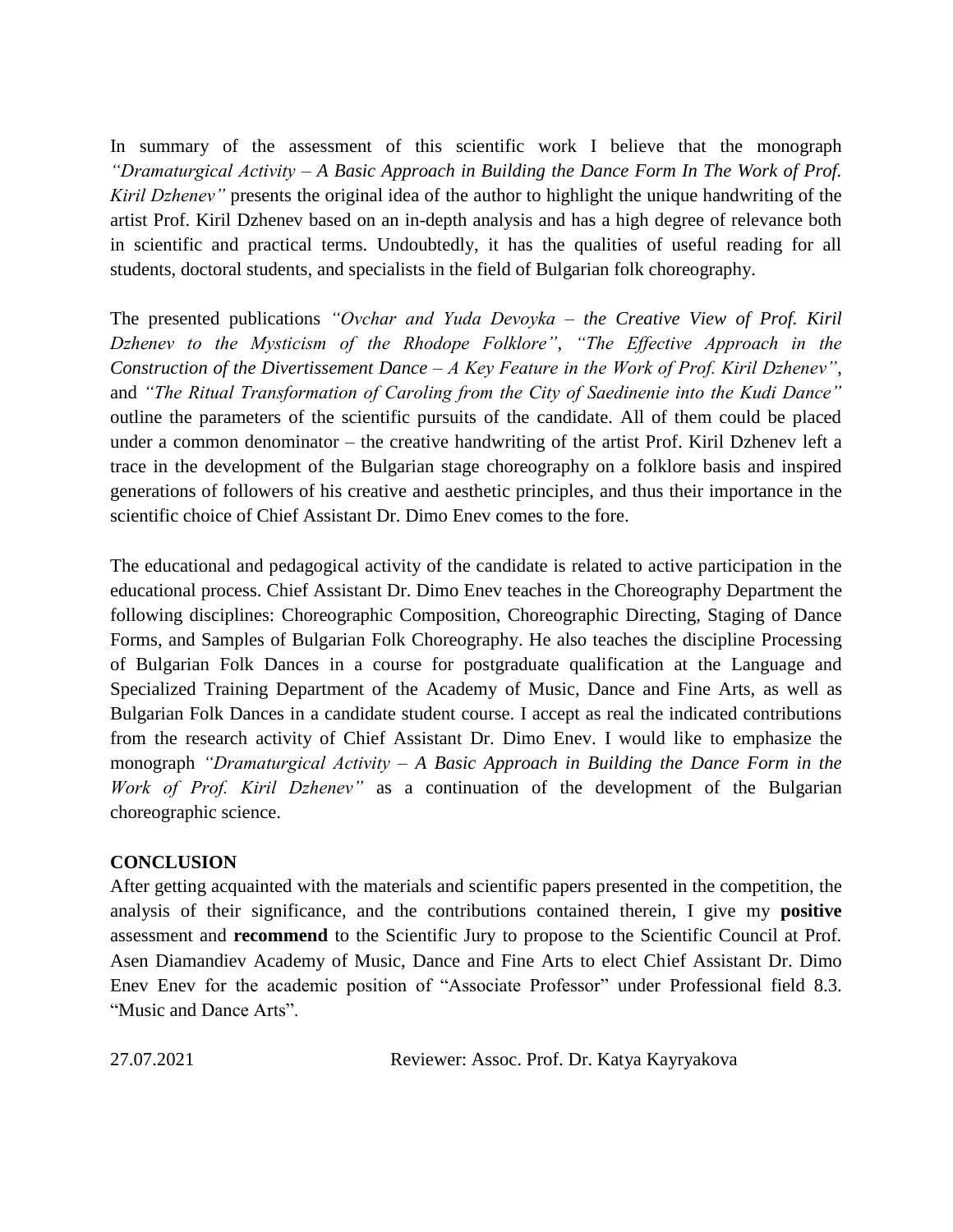In summary of the assessment of this scientific work I believe that the monograph *"Dramaturgical Activity – A Basic Approach in Building the Dance Form In The Work of Prof. Kiril Dzhenev"* presents the original idea of the author to highlight the unique handwriting of the artist Prof. Kiril Dzhenev based on an in-depth analysis and has a high degree of relevance both in scientific and practical terms. Undoubtedly, it has the qualities of useful reading for all students, doctoral students, and specialists in the field of Bulgarian folk choreography.

The presented publications *"Ovchar and Yuda Devoyka – the Creative View of Prof. Kiril Dzhenev to the Mysticism of the Rhodope Folklore"*, *"The Effective Approach in the Construction of the Divertissement Dance – A Key Feature in the Work of Prof. Kiril Dzhenev"*, and *"The Ritual Transformation of Caroling from the City of Saedinenie into the Kudi Dance"* outline the parameters of the scientific pursuits of the candidate. All of them could be placed under a common denominator – the creative handwriting of the artist Prof. Kiril Dzhenev left a trace in the development of the Bulgarian stage choreography on a folklore basis and inspired generations of followers of his creative and aesthetic principles, and thus their importance in the scientific choice of Chief Assistant Dr. Dimo Enev comes to the fore.

The educational and pedagogical activity of the candidate is related to active participation in the educational process. Chief Assistant Dr. Dimo Enev teaches in the Choreography Department the following disciplines: Choreographic Composition, Choreographic Directing, Staging of Dance Forms, and Samples of Bulgarian Folk Choreography. He also teaches the discipline Processing of Bulgarian Folk Dances in a course for postgraduate qualification at the Language and Specialized Training Department of the Academy of Music, Dance and Fine Arts, as well as Bulgarian Folk Dances in a candidate student course. I accept as real the indicated contributions from the research activity of Chief Assistant Dr. Dimo Enev. I would like to emphasize the monograph *"Dramaturgical Activity – A Basic Approach in Building the Dance Form in the Work of Prof. Kiril Dzhenev"* as a continuation of the development of the Bulgarian choreographic science.

**CONCLUSION**

After getting acquainted with the materials and scientific papers presented in the competition, the analysis of their significance, and the contributions contained therein, I give my **positive** assessment and **recommend** to the Scientific Jury to propose to the Scientific Council at Prof. Asen Diamandiev Academy of Music, Dance and Fine Arts to elect Chief Assistant Dr. Dimo Enev Enev for the academic position of "Associate Professor" under Professional field 8.3. "Music and Dance Arts".

27.07.2021 Reviewer: Assoc. Prof. Dr. Katya Kayryakova